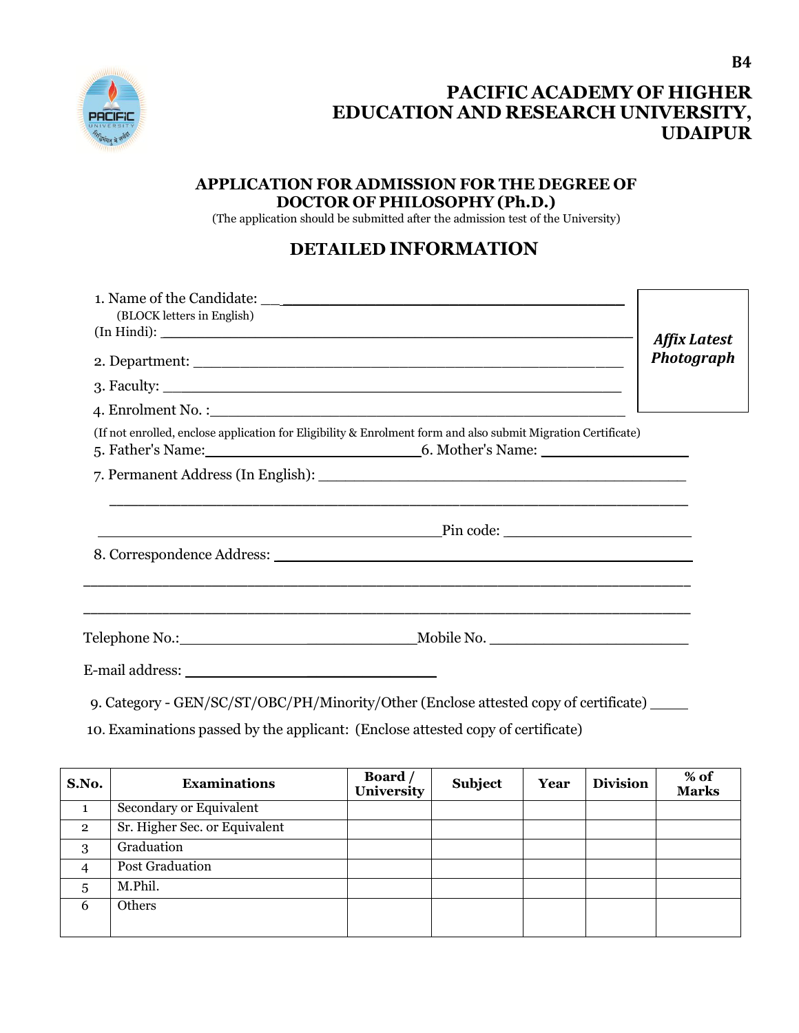B4

# PACIFIC ACADEMY OF HIGHER EDUCATION AND RESEARCH UNIVERSITY, UDAIPUR

## APPLICATION FOR ADMISSION FOR THE DEGREE OF DOCTOR OF PHILOSOPHY (Ph.D.)

(The application should be submitted after the admission test of the University)

## DETAILED INFORMATION

*Affix Latest Photograph*

1. Name of the Candidate: ___________________________________________
   (BLOCK letters in English)
   (In Hindi): ___________________________________________
2. Department: ___________________________________________
3. Faculty: ___________________________________________
4. Enrolment No. :___________________________________________

(If not enrolled, enclose application for Eligibility & Enrolment form and also submit Migration Certificate)

5. Father's Name:___________________________ 6. Mother's Name: ___________________
7. Permanent Address (In English): ___________________________________________

   ___________________________________________

   ___________________________________________Pin code: ______________________
8. Correspondence Address: ___________________________________________

___________________________________________

___________________________________________

Telephone No.:___________________________Mobile No. ______________________

E-mail address: ___________________________

9. Category - GEN/SC/ST/OBC/PH/Minority/Other (Enclose attested copy of certificate) _____
10. Examinations passed by the applicant: (Enclose attested copy of certificate)

| S.No. | Examinations | Board / University | Subject | Year | Division | % of Marks |
|---|---|---|---|---|---|---|
| 1 | Secondary or Equivalent | | | | | |
| 2 | Sr. Higher Sec. or Equivalent | | | | | |
| 3 | Graduation | | | | | |
| 4 | Post Graduation | | | | | |
| 5 | M.Phil. | | | | | |
| 6 | Others | | | | | |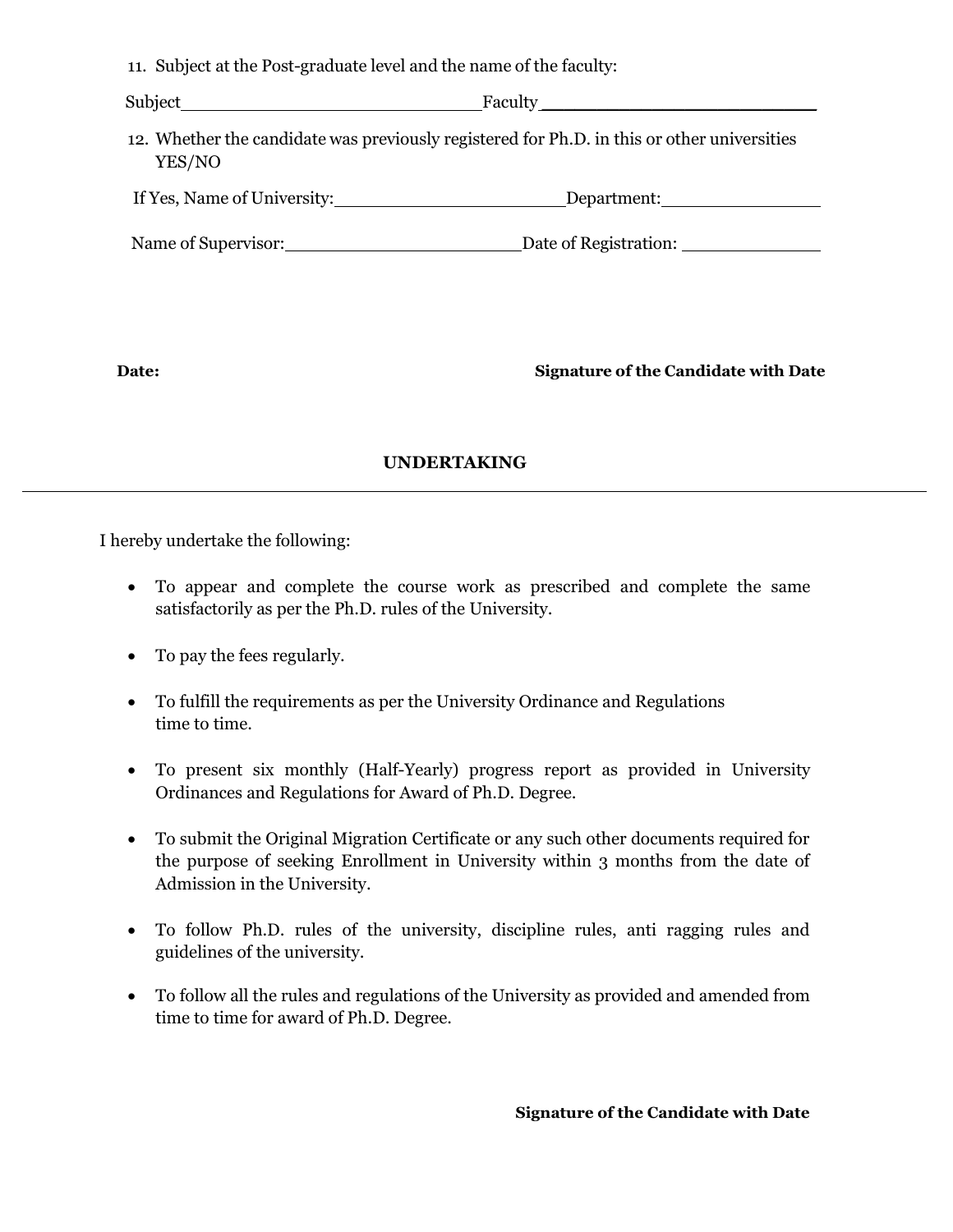11. Subject at the Post-graduate level and the name of the faculty:

Subject\_\_\_\_\_\_\_\_\_\_\_\_\_\_\_\_\_\_\_\_\_\_\_\_\_\_\_\_ Faculty \_\_\_\_\_\_\_\_\_\_\_\_\_\_\_\_\_\_\_\_\_\_\_\_\_\_

12. Whether the candidate was previously registered for Ph.D. in this or other universities YES/NO

If Yes, Name of University:\_\_\_\_\_\_\_\_\_\_\_\_\_\_\_\_\_\_\_\_\_\_ Department:\_\_\_\_\_\_\_\_\_\_\_\_\_\_\_\_

Name of Supervisor:\_\_\_\_\_\_\_\_\_\_\_\_\_\_\_\_\_\_\_\_\_\_\_ Date of Registration: \_\_\_\_\_\_\_\_\_\_\_\_\_\_

**Date:** **Signature of the Candidate with Date**

## UNDERTAKING

---

I hereby undertake the following:

- To appear and complete the course work as prescribed and complete the same satisfactorily as per the Ph.D. rules of the University.
- To pay the fees regularly.
- To fulfill the requirements as per the University Ordinance and Regulations time to time.
- To present six monthly (Half-Yearly) progress report as provided in University Ordinances and Regulations for Award of Ph.D. Degree.
- To submit the Original Migration Certificate or any such other documents required for the purpose of seeking Enrollment in University within 3 months from the date of Admission in the University.
- To follow Ph.D. rules of the university, discipline rules, anti ragging rules and guidelines of the university.
- To follow all the rules and regulations of the University as provided and amended from time to time for award of Ph.D. Degree.

**Signature of the Candidate with Date**